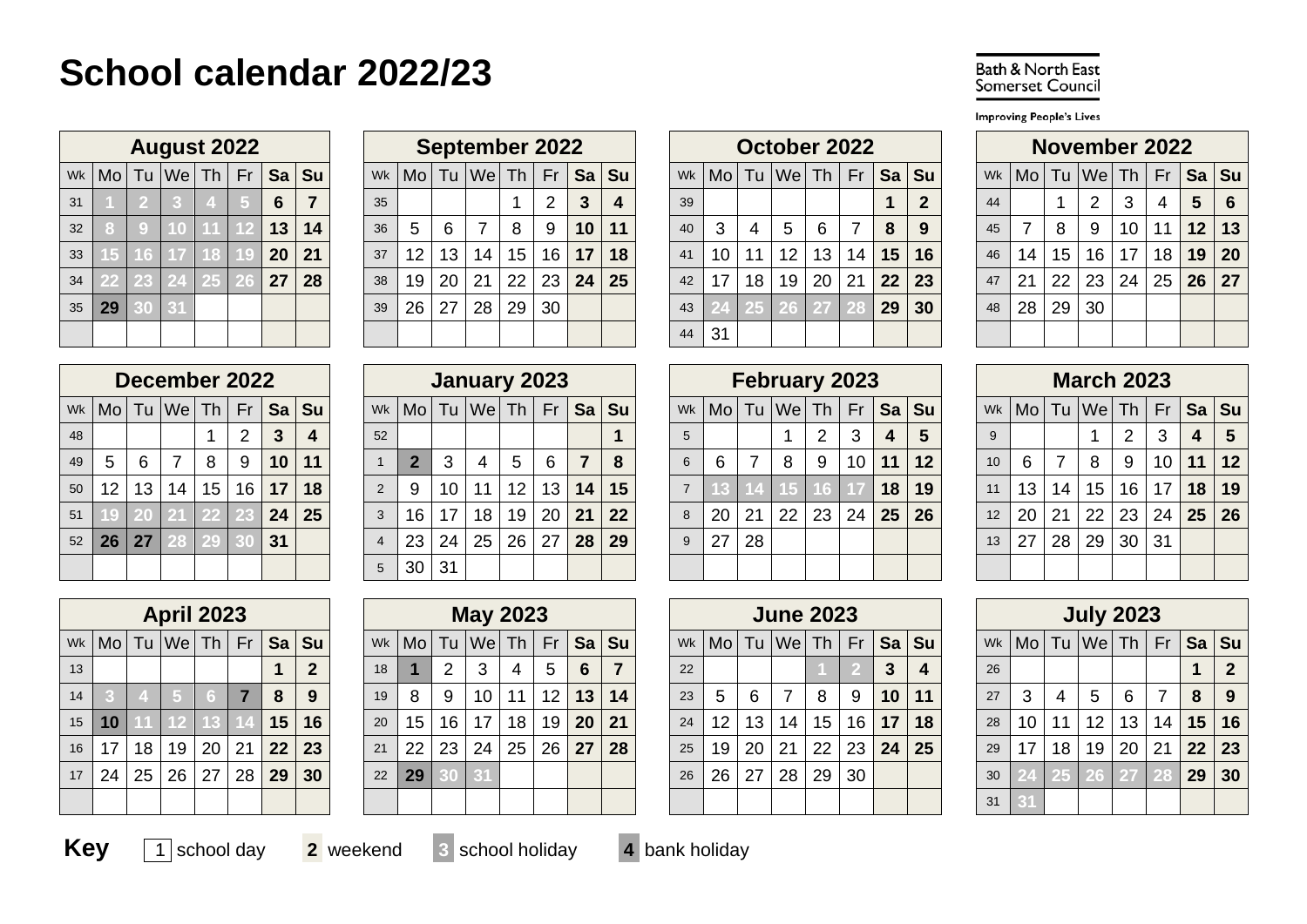# School calendar 2022/23

Bath & North East Somerset Council

Improving People's Lives

## August 2022

| Wk | Mo | Tu | We | Th | Fr | Sa | Su |
|---|---|---|---|---|---|---|---|
| 31 | 1 | 2 | 3 | 4 | 5 | 6 | 7 |
| 32 | 8 | 9 | 10 | 11 | 12 | 13 | 14 |
| 33 | 15 | 16 | 17 | 18 | 19 | 20 | 21 |
| 34 | 22 | 23 | 24 | 25 | 26 | 27 | 28 |
| 35 | 29 | 30 | 31 | | | | |

## September 2022

| Wk | Mo | Tu | We | Th | Fr | Sa | Su |
|---|---|---|---|---|---|---|---|
| 35 | | | | 1 | 2 | 3 | 4 |
| 36 | 5 | 6 | 7 | 8 | 9 | 10 | 11 |
| 37 | 12 | 13 | 14 | 15 | 16 | 17 | 18 |
| 38 | 19 | 20 | 21 | 22 | 23 | 24 | 25 |
| 39 | 26 | 27 | 28 | 29 | 30 | | |

## October 2022

| Wk | Mo | Tu | We | Th | Fr | Sa | Su |
|---|---|---|---|---|---|---|---|
| 39 | | | | | | 1 | 2 |
| 40 | 3 | 4 | 5 | 6 | 7 | 8 | 9 |
| 41 | 10 | 11 | 12 | 13 | 14 | 15 | 16 |
| 42 | 17 | 18 | 19 | 20 | 21 | 22 | 23 |
| 43 | 24 | 25 | 26 | 27 | 28 | 29 | 30 |
| 44 | 31 | | | | | | |

## November 2022

| Wk | Mo | Tu | We | Th | Fr | Sa | Su |
|---|---|---|---|---|---|---|---|
| 44 | | 1 | 2 | 3 | 4 | 5 | 6 |
| 45 | 7 | 8 | 9 | 10 | 11 | 12 | 13 |
| 46 | 14 | 15 | 16 | 17 | 18 | 19 | 20 |
| 47 | 21 | 22 | 23 | 24 | 25 | 26 | 27 |
| 48 | 28 | 29 | 30 | | | | |

## December 2022

| Wk | Mo | Tu | We | Th | Fr | Sa | Su |
|---|---|---|---|---|---|---|---|
| 48 | | | | 1 | 2 | 3 | 4 |
| 49 | 5 | 6 | 7 | 8 | 9 | 10 | 11 |
| 50 | 12 | 13 | 14 | 15 | 16 | 17 | 18 |
| 51 | 19 | 20 | 21 | 22 | 23 | 24 | 25 |
| 52 | 26 | 27 | 28 | 29 | 30 | 31 | |

## January 2023

| Wk | Mo | Tu | We | Th | Fr | Sa | Su |
|---|---|---|---|---|---|---|---|
| 52 | | | | | | | 1 |
| 1 | 2 | 3 | 4 | 5 | 6 | 7 | 8 |
| 2 | 9 | 10 | 11 | 12 | 13 | 14 | 15 |
| 3 | 16 | 17 | 18 | 19 | 20 | 21 | 22 |
| 4 | 23 | 24 | 25 | 26 | 27 | 28 | 29 |
| 5 | 30 | 31 | | | | | |

## February 2023

| Wk | Mo | Tu | We | Th | Fr | Sa | Su |
|---|---|---|---|---|---|---|---|
| 5 | | | 1 | 2 | 3 | 4 | 5 |
| 6 | 6 | 7 | 8 | 9 | 10 | 11 | 12 |
| 7 | 13 | 14 | 15 | 16 | 17 | 18 | 19 |
| 8 | 20 | 21 | 22 | 23 | 24 | 25 | 26 |
| 9 | 27 | 28 | | | | | |

## March 2023

| Wk | Mo | Tu | We | Th | Fr | Sa | Su |
|---|---|---|---|---|---|---|---|
| 9 | | | 1 | 2 | 3 | 4 | 5 |
| 10 | 6 | 7 | 8 | 9 | 10 | 11 | 12 |
| 11 | 13 | 14 | 15 | 16 | 17 | 18 | 19 |
| 12 | 20 | 21 | 22 | 23 | 24 | 25 | 26 |
| 13 | 27 | 28 | 29 | 30 | 31 | | |

## April 2023

| Wk | Mo | Tu | We | Th | Fr | Sa | Su |
|---|---|---|---|---|---|---|---|
| 13 | | | | | | 1 | 2 |
| 14 | 3 | 4 | 5 | 6 | 7 | 8 | 9 |
| 15 | 10 | 11 | 12 | 13 | 14 | 15 | 16 |
| 16 | 17 | 18 | 19 | 20 | 21 | 22 | 23 |
| 17 | 24 | 25 | 26 | 27 | 28 | 29 | 30 |

## May 2023

| Wk | Mo | Tu | We | Th | Fr | Sa | Su |
|---|---|---|---|---|---|---|---|
| 18 | 1 | 2 | 3 | 4 | 5 | 6 | 7 |
| 19 | 8 | 9 | 10 | 11 | 12 | 13 | 14 |
| 20 | 15 | 16 | 17 | 18 | 19 | 20 | 21 |
| 21 | 22 | 23 | 24 | 25 | 26 | 27 | 28 |
| 22 | 29 | 30 | 31 | | | | |

## June 2023

| Wk | Mo | Tu | We | Th | Fr | Sa | Su |
|---|---|---|---|---|---|---|---|
| 22 | | | | 1 | 2 | 3 | 4 |
| 23 | 5 | 6 | 7 | 8 | 9 | 10 | 11 |
| 24 | 12 | 13 | 14 | 15 | 16 | 17 | 18 |
| 25 | 19 | 20 | 21 | 22 | 23 | 24 | 25 |
| 26 | 26 | 27 | 28 | 29 | 30 | | |

## July 2023

| Wk | Mo | Tu | We | Th | Fr | Sa | Su |
|---|---|---|---|---|---|---|---|
| 26 | | | | | | 1 | 2 |
| 27 | 3 | 4 | 5 | 6 | 7 | 8 | 9 |
| 28 | 10 | 11 | 12 | 13 | 14 | 15 | 16 |
| 29 | 17 | 18 | 19 | 20 | 21 | 22 | 23 |
| 30 | 24 | 25 | 26 | 27 | 28 | 29 | 30 |
| 31 | 31 | | | | | | |

**Key** 1 school day | 2 weekend | 3 school holiday | 4 bank holiday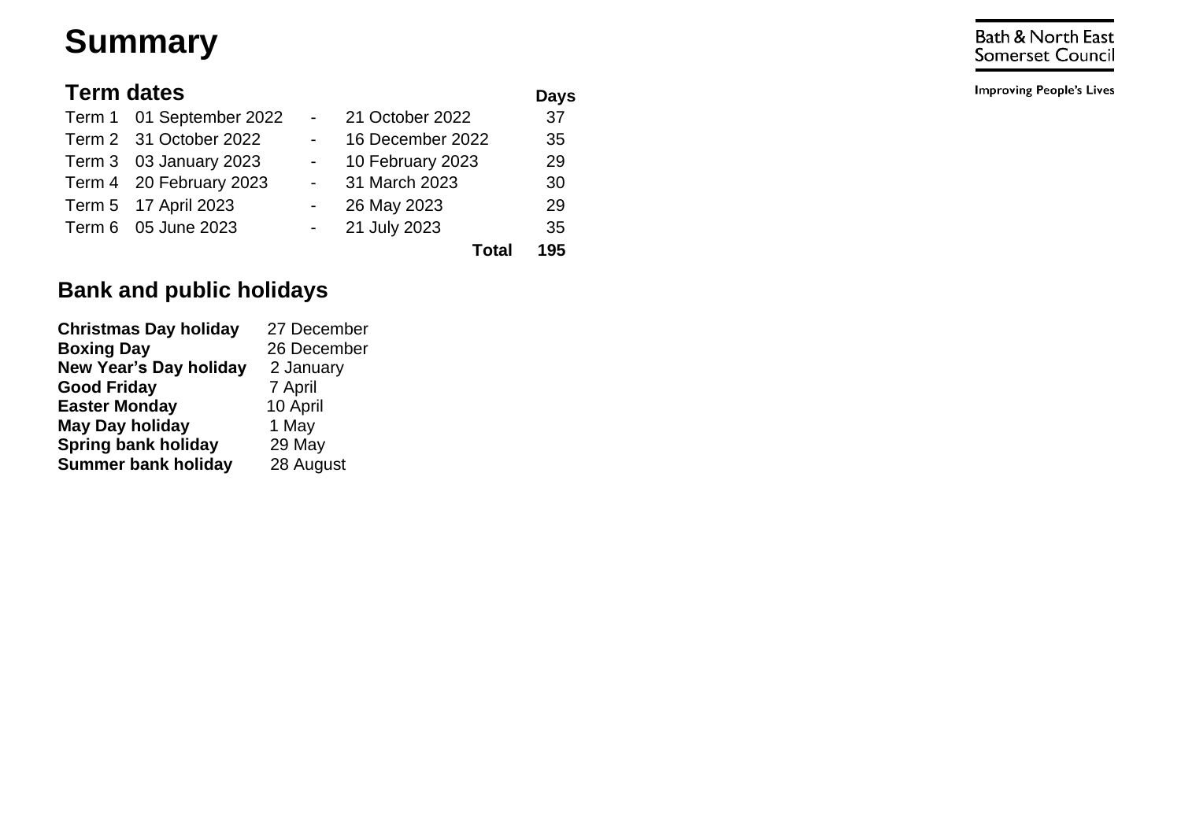# Summary

Bath & North East Somerset Council

Improving People's Lives

## Term dates

| | | | | Days |
|---|---|---|---|---|
| Term 1 | 01 September 2022 | - | 21 October 2022 | 37 |
| Term 2 | 31 October 2022 | - | 16 December 2022 | 35 |
| Term 3 | 03 January 2023 | - | 10 February 2023 | 29 |
| Term 4 | 20 February 2023 | - | 31 March 2023 | 30 |
| Term 5 | 17 April 2023 | - | 26 May 2023 | 29 |
| Term 6 | 05 June 2023 | - | 21 July 2023 | 35 |
| | | | **Total** | **195** |

## Bank and public holidays

| | |
|---|---|
| **Christmas Day holiday** | 27 December |
| **Boxing Day** | 26 December |
| **New Year's Day holiday** | 2 January |
| **Good Friday** | 7 April |
| **Easter Monday** | 10 April |
| **May Day holiday** | 1 May |
| **Spring bank holiday** | 29 May |
| **Summer bank holiday** | 28 August |